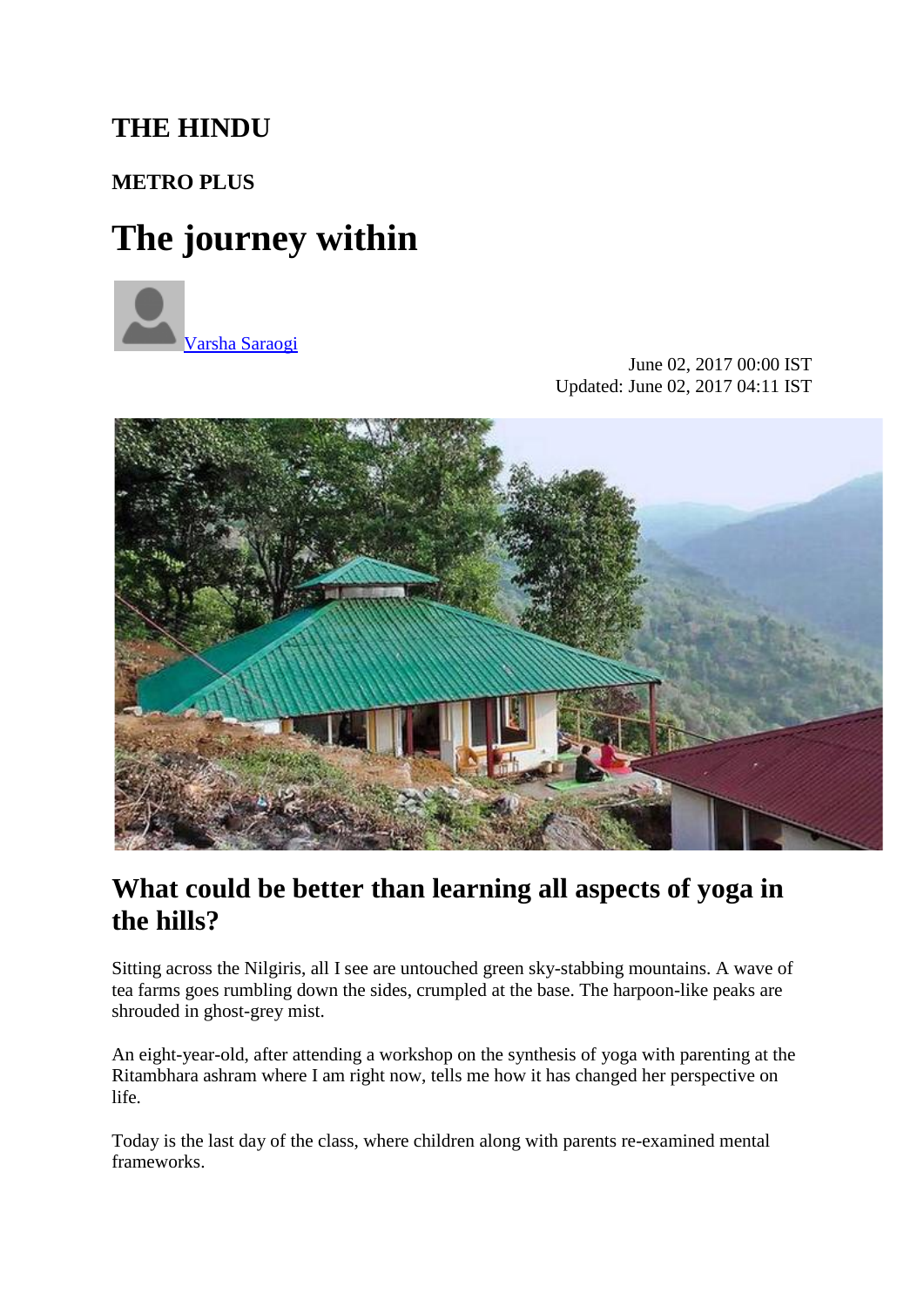# THE HINDU

## METRO PLUS

# The journey within

[Varsha Saraogi](#)

June 02, 2017 00:00 IST
Updated: June 02, 2017 04:11 IST

## What could be better than learning all aspects of yoga in the hills?

Sitting across the Nilgiris, all I see are untouched green sky-stabbing mountains. A wave of tea farms goes rumbling down the sides, crumpled at the base. The harpoon-like peaks are shrouded in ghost-grey mist.

An eight-year-old, after attending a workshop on the synthesis of yoga with parenting at the Ritambhara ashram where I am right now, tells me how it has changed her perspective on life.

Today is the last day of the class, where children along with parents re-examined mental frameworks.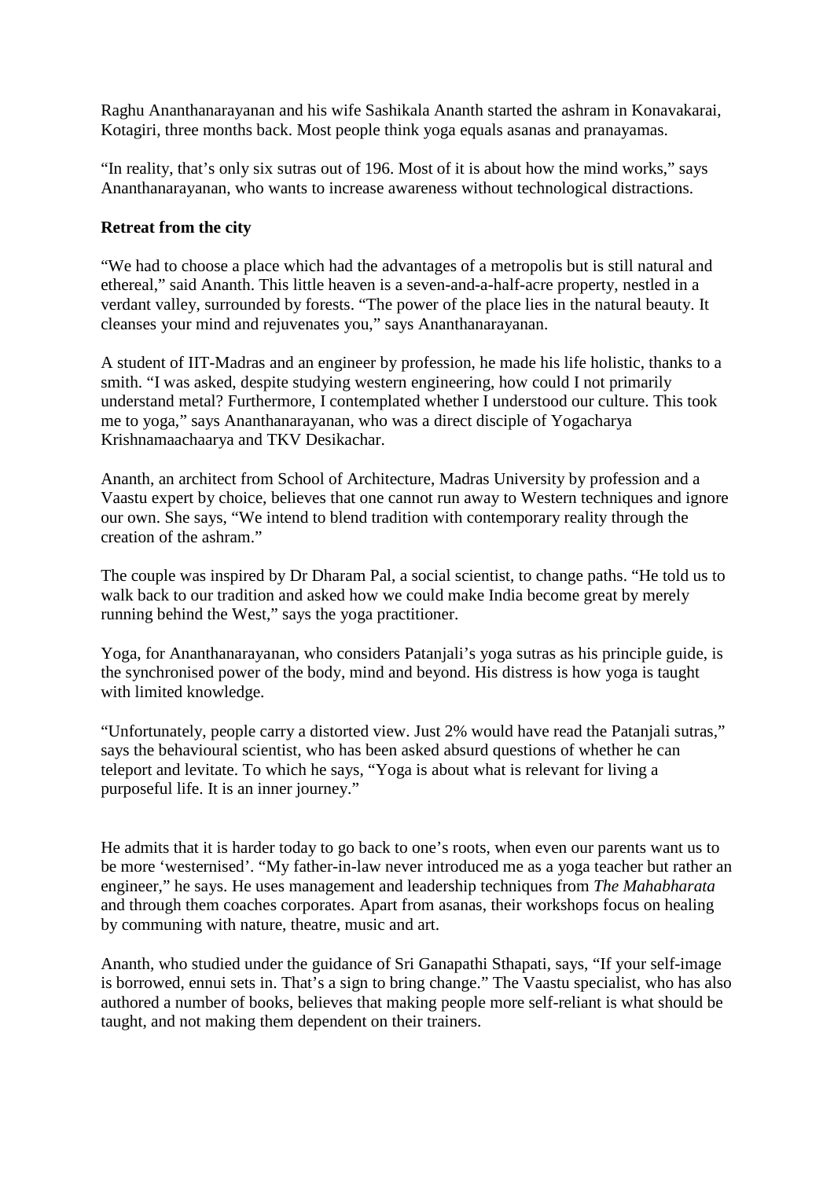Raghu Ananthanarayanan and his wife Sashikala Ananth started the ashram in Konavakarai, Kotagiri, three months back. Most people think yoga equals asanas and pranayamas.

"In reality, that's only six sutras out of 196. Most of it is about how the mind works," says Ananthanarayanan, who wants to increase awareness without technological distractions.

**Retreat from the city**

"We had to choose a place which had the advantages of a metropolis but is still natural and ethereal," said Ananth. This little heaven is a seven-and-a-half-acre property, nestled in a verdant valley, surrounded by forests. "The power of the place lies in the natural beauty. It cleanses your mind and rejuvenates you," says Ananthanarayanan.

A student of IIT-Madras and an engineer by profession, he made his life holistic, thanks to a smith. "I was asked, despite studying western engineering, how could I not primarily understand metal? Furthermore, I contemplated whether I understood our culture. This took me to yoga," says Ananthanarayanan, who was a direct disciple of Yogacharya Krishnamaachaarya and TKV Desikachar.

Ananth, an architect from School of Architecture, Madras University by profession and a Vaastu expert by choice, believes that one cannot run away to Western techniques and ignore our own. She says, "We intend to blend tradition with contemporary reality through the creation of the ashram."

The couple was inspired by Dr Dharam Pal, a social scientist, to change paths. "He told us to walk back to our tradition and asked how we could make India become great by merely running behind the West," says the yoga practitioner.

Yoga, for Ananthanarayanan, who considers Patanjali's yoga sutras as his principle guide, is the synchronised power of the body, mind and beyond. His distress is how yoga is taught with limited knowledge.

"Unfortunately, people carry a distorted view. Just 2% would have read the Patanjali sutras," says the behavioural scientist, who has been asked absurd questions of whether he can teleport and levitate. To which he says, "Yoga is about what is relevant for living a purposeful life. It is an inner journey."

He admits that it is harder today to go back to one's roots, when even our parents want us to be more 'westernised'. "My father-in-law never introduced me as a yoga teacher but rather an engineer," he says. He uses management and leadership techniques from *The Mahabharata* and through them coaches corporates. Apart from asanas, their workshops focus on healing by communing with nature, theatre, music and art.

Ananth, who studied under the guidance of Sri Ganapathi Sthapati, says, "If your self-image is borrowed, ennui sets in. That's a sign to bring change." The Vaastu specialist, who has also authored a number of books, believes that making people more self-reliant is what should be taught, and not making them dependent on their trainers.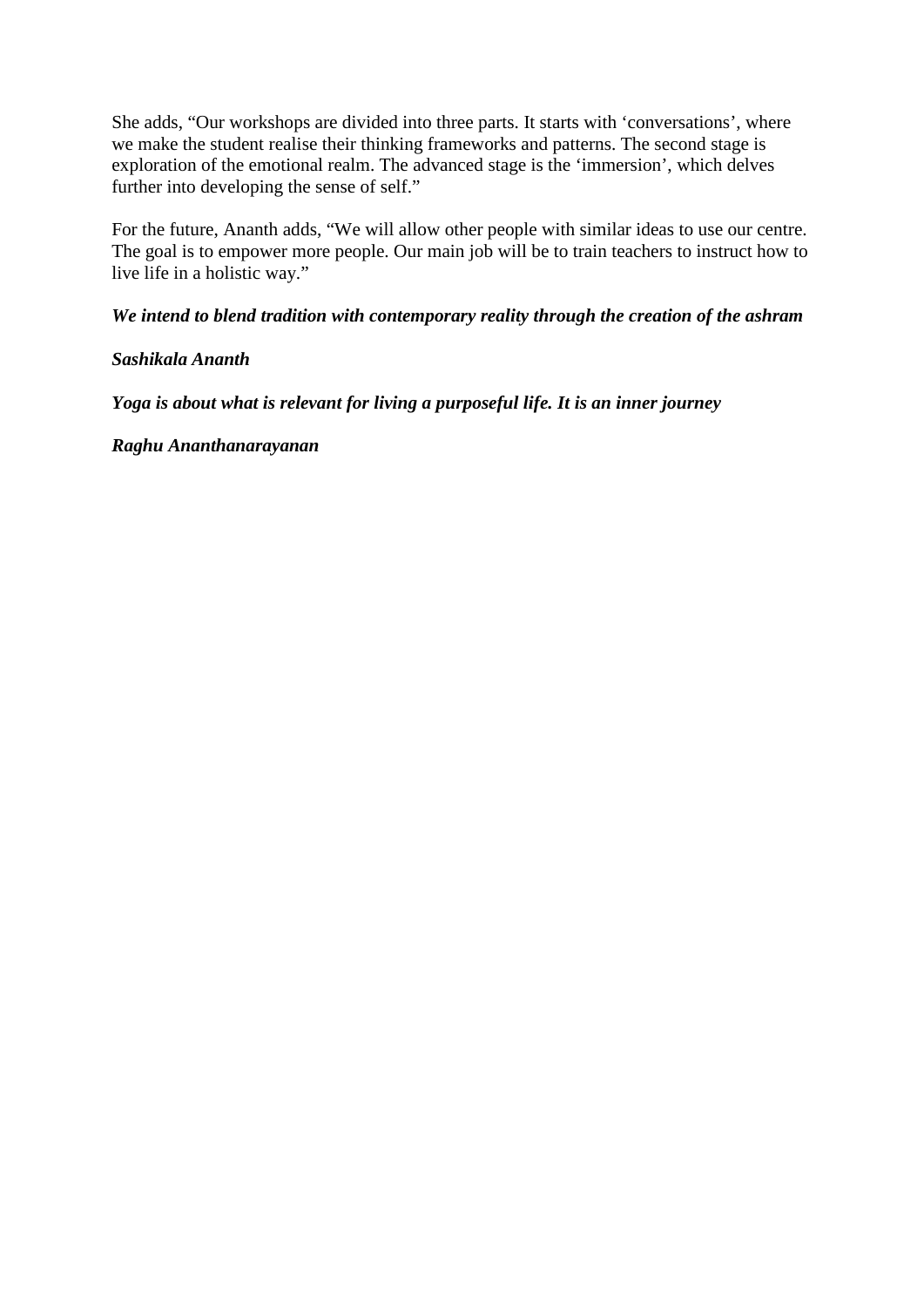She adds, “Our workshops are divided into three parts. It starts with ‘conversations’, where we make the student realise their thinking frameworks and patterns. The second stage is exploration of the emotional realm. The advanced stage is the ‘immersion’, which delves further into developing the sense of self.”

For the future, Ananth adds, “We will allow other people with similar ideas to use our centre. The goal is to empower more people. Our main job will be to train teachers to instruct how to live life in a holistic way.”

***We intend to blend tradition with contemporary reality through the creation of the ashram***

***Sashikala Ananth***

***Yoga is about what is relevant for living a purposeful life. It is an inner journey***

***Raghu Ananthanarayanan***